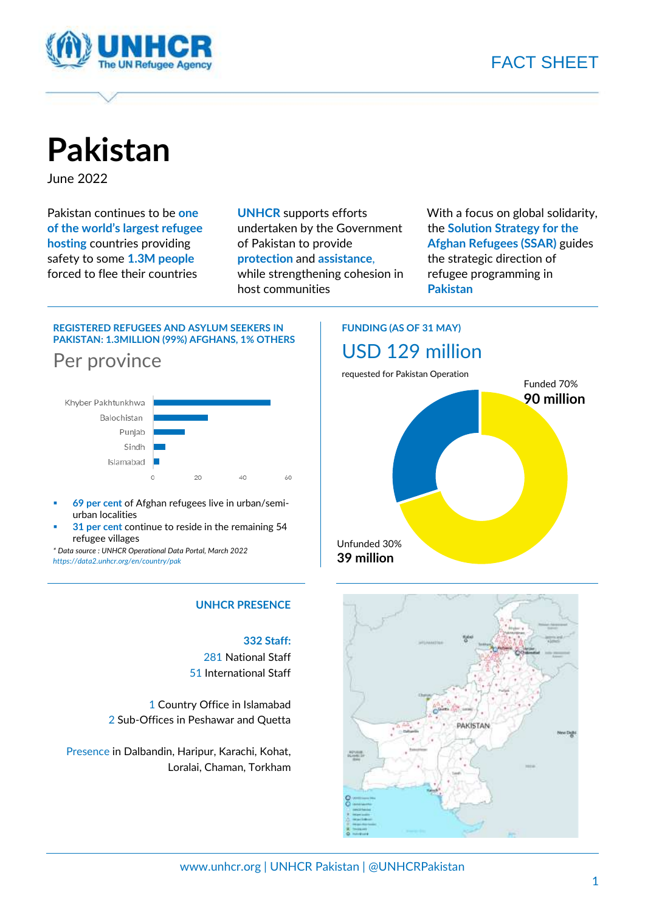FACT SHEET

# Pakistan

June 2022

Pakistan continues to be **one of the world's largest refugee hosting** countries providing safety to some **1.3M people** forced to flee their countries

**UNHCR** supports efforts undertaken by the Government of Pakistan to provide **protection** and **assistance,** while strengthening cohesion in host communities

With a focus on global solidarity, the **Solution Strategy for the Afghan Refugees (SSAR)** guides the strategic direction of refugee programming in **Pakistan**

## REGISTERED REFUGEES AND ASYLUM SEEKERS IN PAKISTAN: 1.3MILLION (99%) AFGHANS, 1% OTHERS

### Per province

Khyber Pakhtunkhwa, Balochistan, Punjab, Sindh, Islamabad (bar chart, scale 0–60)

- **69 per cent** of Afghan refugees live in urban/semi-urban localities
- **31 per cent** continue to reside in the remaining 54 refugee villages

*\* Data source : UNHCR Operational Data Portal, March 2022*
*https://data2.unhcr.org/en/country/pak*

## FUNDING (AS OF 31 MAY)

### USD 129 million

requested for Pakistan Operation

Funded 70%
**90 million**

Unfunded 30%
**39 million**

## UNHCR PRESENCE

**332 Staff:**
281 National Staff
51 International Staff

1 Country Office in Islamabad
2 Sub-Offices in Peshawar and Quetta

Presence in Dalbandin, Haripur, Karachi, Kohat, Loralai, Chaman, Torkham

www.unhcr.org | UNHCR Pakistan | @UNHCRPakistan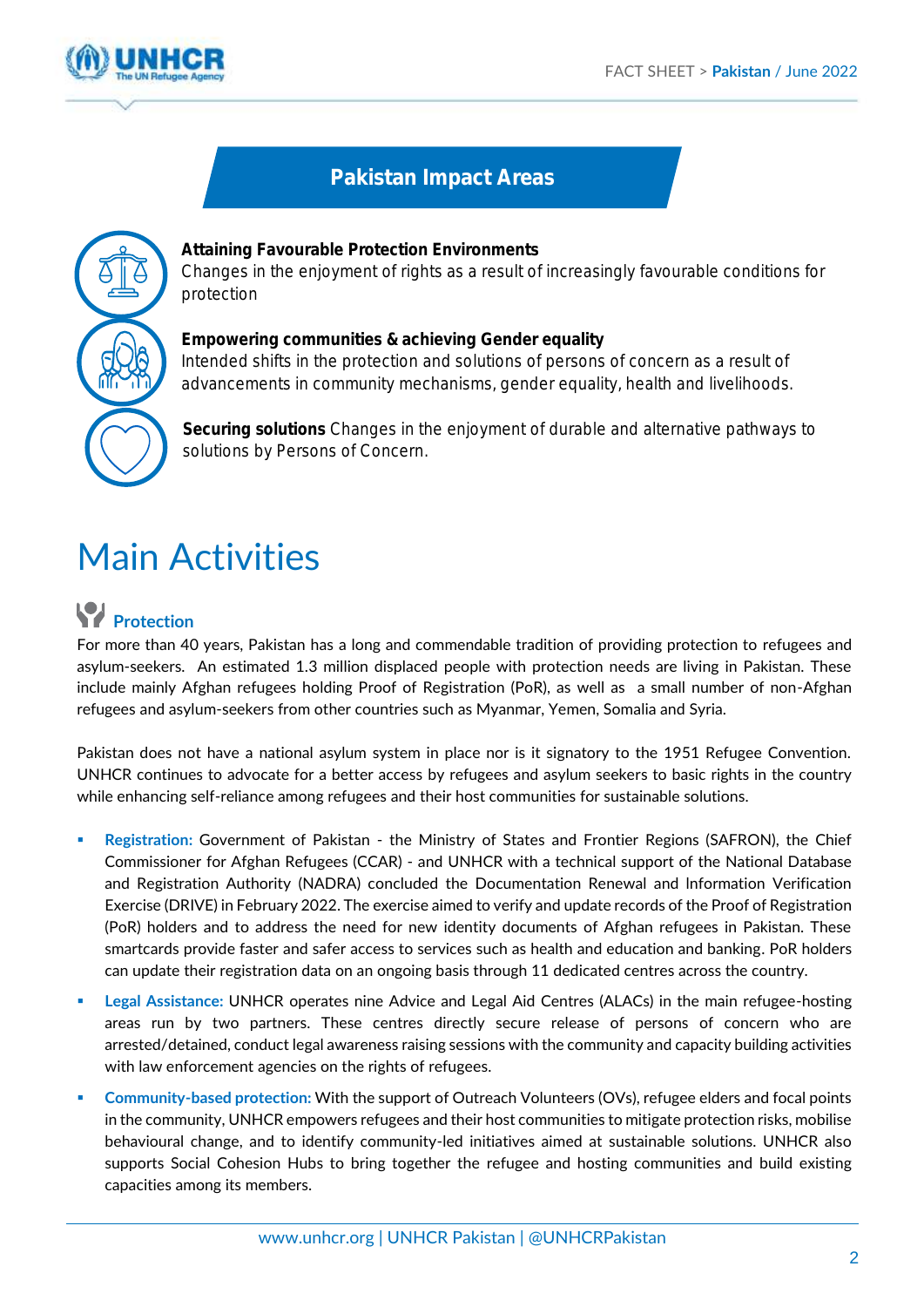## Pakistan Impact Areas

**Attaining Favourable Protection Environments**
Changes in the enjoyment of rights as a result of increasingly favourable conditions for protection

**Empowering communities & achieving Gender equality**
Intended shifts in the protection and solutions of persons of concern as a result of advancements in community mechanisms, gender equality, health and livelihoods.

**Securing solutions** Changes in the enjoyment of durable and alternative pathways to solutions by Persons of Concern.

# Main Activities

### Protection

For more than 40 years, Pakistan has a long and commendable tradition of providing protection to refugees and asylum-seekers. An estimated 1.3 million displaced people with protection needs are living in Pakistan. These include mainly Afghan refugees holding Proof of Registration (PoR), as well as a small number of non-Afghan refugees and asylum-seekers from other countries such as Myanmar, Yemen, Somalia and Syria.

Pakistan does not have a national asylum system in place nor is it signatory to the 1951 Refugee Convention. UNHCR continues to advocate for a better access by refugees and asylum seekers to basic rights in the country while enhancing self-reliance among refugees and their host communities for sustainable solutions.

- **Registration:** Government of Pakistan - the Ministry of States and Frontier Regions (SAFRON), the Chief Commissioner for Afghan Refugees (CCAR) - and UNHCR with a technical support of the National Database and Registration Authority (NADRA) concluded the Documentation Renewal and Information Verification Exercise (DRIVE) in February 2022. The exercise aimed to verify and update records of the Proof of Registration (PoR) holders and to address the need for new identity documents of Afghan refugees in Pakistan. These smartcards provide faster and safer access to services such as health and education and banking. PoR holders can update their registration data on an ongoing basis through 11 dedicated centres across the country.
- **Legal Assistance:** UNHCR operates nine Advice and Legal Aid Centres (ALACs) in the main refugee-hosting areas run by two partners. These centres directly secure release of persons of concern who are arrested/detained, conduct legal awareness raising sessions with the community and capacity building activities with law enforcement agencies on the rights of refugees.
- **Community-based protection:** With the support of Outreach Volunteers (OVs), refugee elders and focal points in the community, UNHCR empowers refugees and their host communities to mitigate protection risks, mobilise behavioural change, and to identify community-led initiatives aimed at sustainable solutions. UNHCR also supports Social Cohesion Hubs to bring together the refugee and hosting communities and build existing capacities among its members.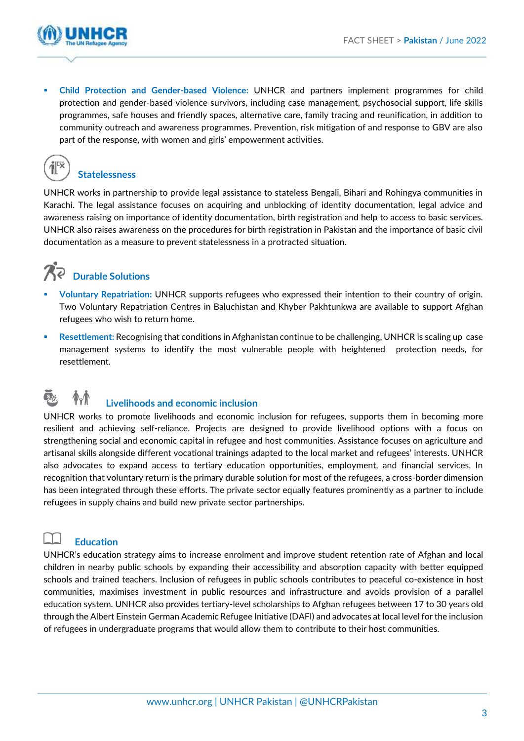- **Child Protection and Gender-based Violence:** UNHCR and partners implement programmes for child protection and gender-based violence survivors, including case management, psychosocial support, life skills programmes, safe houses and friendly spaces, alternative care, family tracing and reunification, in addition to community outreach and awareness programmes. Prevention, risk mitigation of and response to GBV are also part of the response, with women and girls' empowerment activities.

## Statelessness

UNHCR works in partnership to provide legal assistance to stateless Bengali, Bihari and Rohingya communities in Karachi. The legal assistance focuses on acquiring and unblocking of identity documentation, legal advice and awareness raising on importance of identity documentation, birth registration and help to access to basic services. UNHCR also raises awareness on the procedures for birth registration in Pakistan and the importance of basic civil documentation as a measure to prevent statelessness in a protracted situation.

## Durable Solutions

- **Voluntary Repatriation:** UNHCR supports refugees who expressed their intention to their country of origin. Two Voluntary Repatriation Centres in Baluchistan and Khyber Pakhtunkwa are available to support Afghan refugees who wish to return home.
- **Resettlement:** Recognising that conditions in Afghanistan continue to be challenging, UNHCR is scaling up case management systems to identify the most vulnerable people with heightened protection needs, for resettlement.

## Livelihoods and economic inclusion

UNHCR works to promote livelihoods and economic inclusion for refugees, supports them in becoming more resilient and achieving self-reliance. Projects are designed to provide livelihood options with a focus on strengthening social and economic capital in refugee and host communities. Assistance focuses on agriculture and artisanal skills alongside different vocational trainings adapted to the local market and refugees' interests. UNHCR also advocates to expand access to tertiary education opportunities, employment, and financial services. In recognition that voluntary return is the primary durable solution for most of the refugees, a cross-border dimension has been integrated through these efforts. The private sector equally features prominently as a partner to include refugees in supply chains and build new private sector partnerships.

## Education

UNHCR's education strategy aims to increase enrolment and improve student retention rate of Afghan and local children in nearby public schools by expanding their accessibility and absorption capacity with better equipped schools and trained teachers. Inclusion of refugees in public schools contributes to peaceful co-existence in host communities, maximises investment in public resources and infrastructure and avoids provision of a parallel education system. UNHCR also provides tertiary-level scholarships to Afghan refugees between 17 to 30 years old through the Albert Einstein German Academic Refugee Initiative (DAFI) and advocates at local level for the inclusion of refugees in undergraduate programs that would allow them to contribute to their host communities.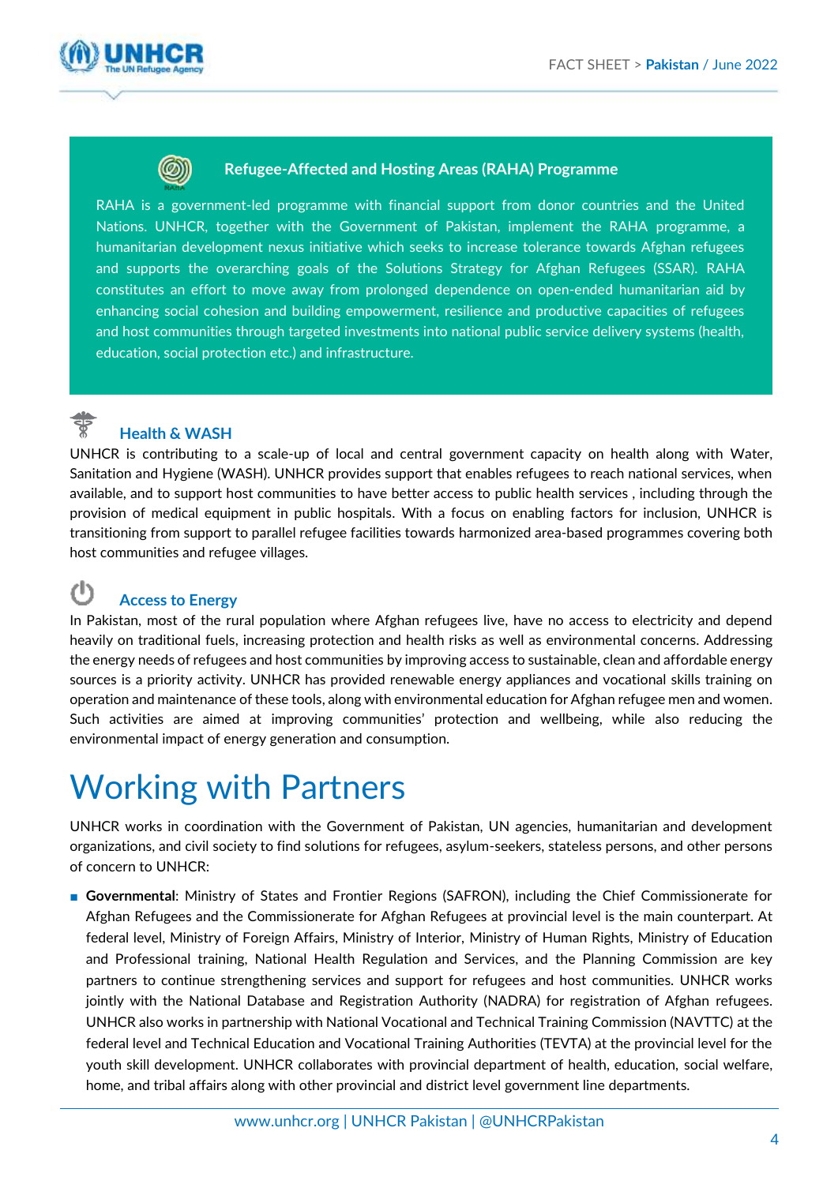### Refugee-Affected and Hosting Areas (RAHA) Programme

RAHA is a government-led programme with financial support from donor countries and the United Nations. UNHCR, together with the Government of Pakistan, implement the RAHA programme, a humanitarian development nexus initiative which seeks to increase tolerance towards Afghan refugees and supports the overarching goals of the Solutions Strategy for Afghan Refugees (SSAR). RAHA constitutes an effort to move away from prolonged dependence on open-ended humanitarian aid by enhancing social cohesion and building empowerment, resilience and productive capacities of refugees and host communities through targeted investments into national public service delivery systems (health, education, social protection etc.) and infrastructure.

### Health & WASH

UNHCR is contributing to a scale-up of local and central government capacity on health along with Water, Sanitation and Hygiene (WASH). UNHCR provides support that enables refugees to reach national services, when available, and to support host communities to have better access to public health services , including through the provision of medical equipment in public hospitals. With a focus on enabling factors for inclusion, UNHCR is transitioning from support to parallel refugee facilities towards harmonized area-based programmes covering both host communities and refugee villages.

### Access to Energy

In Pakistan, most of the rural population where Afghan refugees live, have no access to electricity and depend heavily on traditional fuels, increasing protection and health risks as well as environmental concerns. Addressing the energy needs of refugees and host communities by improving access to sustainable, clean and affordable energy sources is a priority activity. UNHCR has provided renewable energy appliances and vocational skills training on operation and maintenance of these tools, along with environmental education for Afghan refugee men and women. Such activities are aimed at improving communities' protection and wellbeing, while also reducing the environmental impact of energy generation and consumption.

# Working with Partners

UNHCR works in coordination with the Government of Pakistan, UN agencies, humanitarian and development organizations, and civil society to find solutions for refugees, asylum-seekers, stateless persons, and other persons of concern to UNHCR:

- **Governmental**: Ministry of States and Frontier Regions (SAFRON), including the Chief Commissionerate for Afghan Refugees and the Commissionerate for Afghan Refugees at provincial level is the main counterpart. At federal level, Ministry of Foreign Affairs, Ministry of Interior, Ministry of Human Rights, Ministry of Education and Professional training, National Health Regulation and Services, and the Planning Commission are key partners to continue strengthening services and support for refugees and host communities. UNHCR works jointly with the National Database and Registration Authority (NADRA) for registration of Afghan refugees. UNHCR also works in partnership with National Vocational and Technical Training Commission (NAVTTC) at the federal level and Technical Education and Vocational Training Authorities (TEVTA) at the provincial level for the youth skill development. UNHCR collaborates with provincial department of health, education, social welfare, home, and tribal affairs along with other provincial and district level government line departments.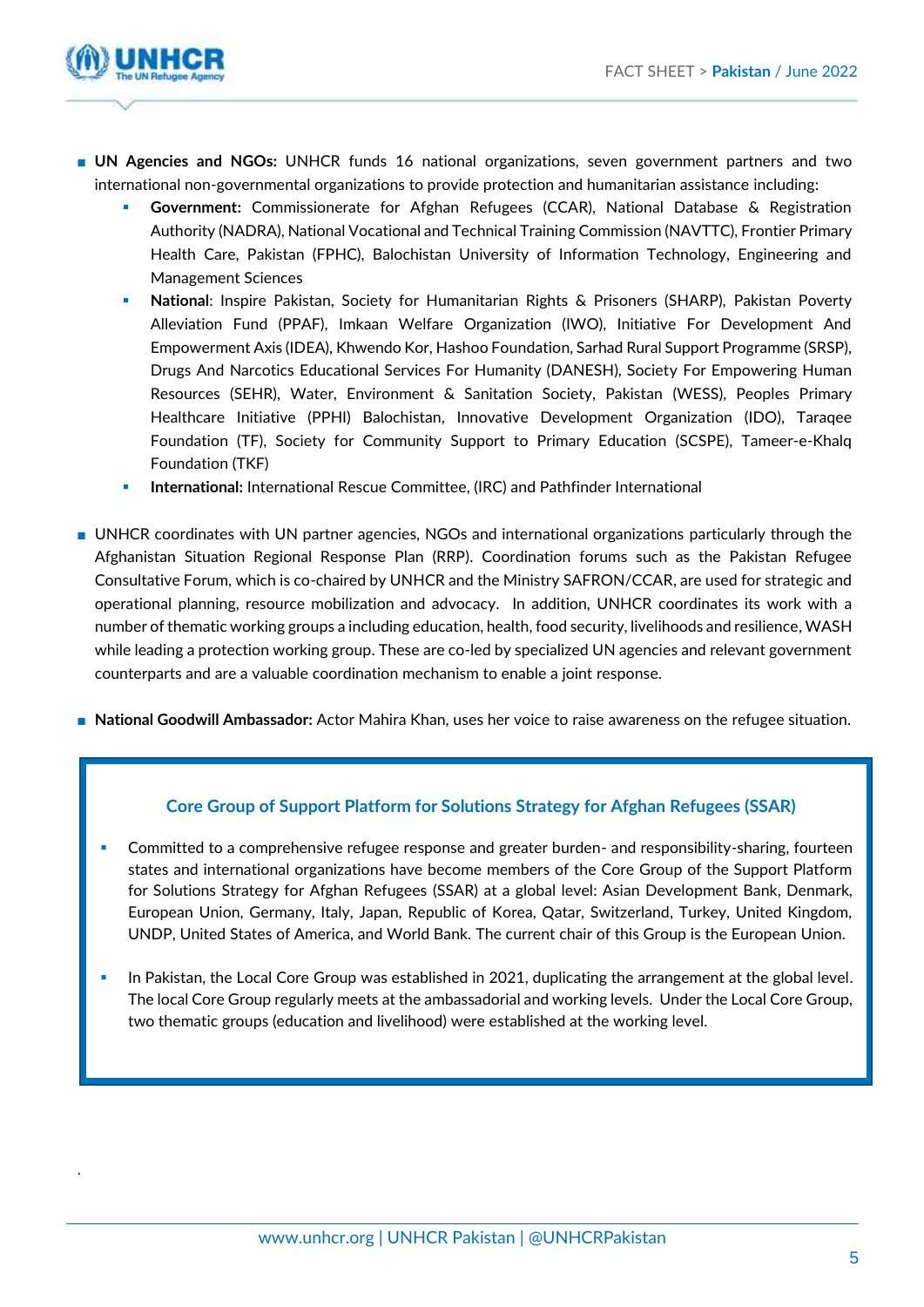- **UN Agencies and NGOs:** UNHCR funds 16 national organizations, seven government partners and two international non-governmental organizations to provide protection and humanitarian assistance including:
  - **Government:** Commissionerate for Afghan Refugees (CCAR), National Database & Registration Authority (NADRA), National Vocational and Technical Training Commission (NAVTTC), Frontier Primary Health Care, Pakistan (FPHC), Balochistan University of Information Technology, Engineering and Management Sciences
  - **National**: Inspire Pakistan, Society for Humanitarian Rights & Prisoners (SHARP), Pakistan Poverty Alleviation Fund (PPAF), Imkaan Welfare Organization (IWO), Initiative For Development And Empowerment Axis (IDEA), Khwendo Kor, Hashoo Foundation, Sarhad Rural Support Programme (SRSP), Drugs And Narcotics Educational Services For Humanity (DANESH), Society For Empowering Human Resources (SEHR), Water, Environment & Sanitation Society, Pakistan (WESS), Peoples Primary Healthcare Initiative (PPHI) Balochistan, Innovative Development Organization (IDO), Taraqee Foundation (TF), Society for Community Support to Primary Education (SCSPE), Tameer-e-Khalq Foundation (TKF)
  - **International:** International Rescue Committee, (IRC) and Pathfinder International

- UNHCR coordinates with UN partner agencies, NGOs and international organizations particularly through the Afghanistan Situation Regional Response Plan (RRP). Coordination forums such as the Pakistan Refugee Consultative Forum, which is co-chaired by UNHCR and the Ministry SAFRON/CCAR, are used for strategic and operational planning, resource mobilization and advocacy. In addition, UNHCR coordinates its work with a number of thematic working groups a including education, health, food security, livelihoods and resilience, WASH while leading a protection working group. These are co-led by specialized UN agencies and relevant government counterparts and are a valuable coordination mechanism to enable a joint response.

- **National Goodwill Ambassador:** Actor Mahira Khan, uses her voice to raise awareness on the refugee situation.

### Core Group of Support Platform for Solutions Strategy for Afghan Refugees (SSAR)

- Committed to a comprehensive refugee response and greater burden- and responsibility-sharing, fourteen states and international organizations have become members of the Core Group of the Support Platform for Solutions Strategy for Afghan Refugees (SSAR) at a global level: Asian Development Bank, Denmark, European Union, Germany, Italy, Japan, Republic of Korea, Qatar, Switzerland, Turkey, United Kingdom, UNDP, United States of America, and World Bank. The current chair of this Group is the European Union.

- In Pakistan, the Local Core Group was established in 2021, duplicating the arrangement at the global level. The local Core Group regularly meets at the ambassadorial and working levels. Under the Local Core Group, two thematic groups (education and livelihood) were established at the working level.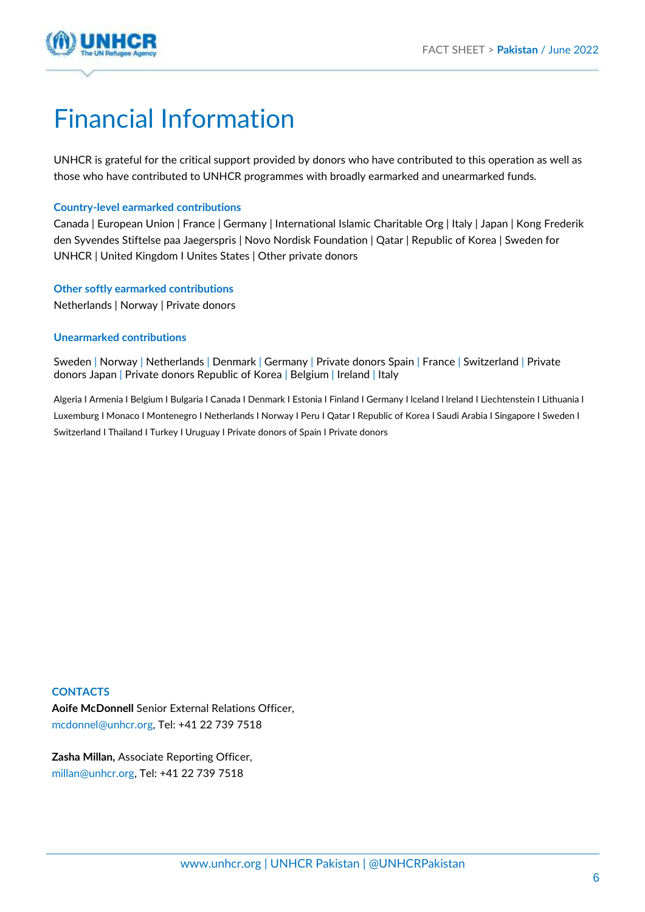# Financial Information

UNHCR is grateful for the critical support provided by donors who have contributed to this operation as well as those who have contributed to UNHCR programmes with broadly earmarked and unearmarked funds.

### Country-level earmarked contributions

Canada | European Union | France | Germany | International Islamic Charitable Org | Italy | Japan | Kong Frederik den Syvendes Stiftelse paa Jaegerspris | Novo Nordisk Foundation | Qatar | Republic of Korea | Sweden for UNHCR | United Kingdom I Unites States | Other private donors

### Other softly earmarked contributions

Netherlands | Norway | Private donors

### Unearmarked contributions

Sweden | Norway | Netherlands | Denmark | Germany | Private donors Spain | France | Switzerland | Private donors Japan | Private donors Republic of Korea | Belgium | Ireland | Italy

Algeria I Armenia I Belgium I Bulgaria I Canada I Denmark I Estonia I Finland I Germany I Iceland I Ireland I Liechtenstein I Lithuania I Luxemburg I Monaco I Montenegro I Netherlands I Norway I Peru I Qatar I Republic of Korea I Saudi Arabia I Singapore I Sweden I Switzerland I Thailand I Turkey I Uruguay I Private donors of Spain I Private donors

### CONTACTS

**Aoife McDonnell** Senior External Relations Officer,
mcdonnel@unhcr.org, Tel: +41 22 739 7518

**Zasha Millan,** Associate Reporting Officer,
millan@unhcr.org, Tel: +41 22 739 7518

www.unhcr.org | UNHCR Pakistan | @UNHCRPakistan